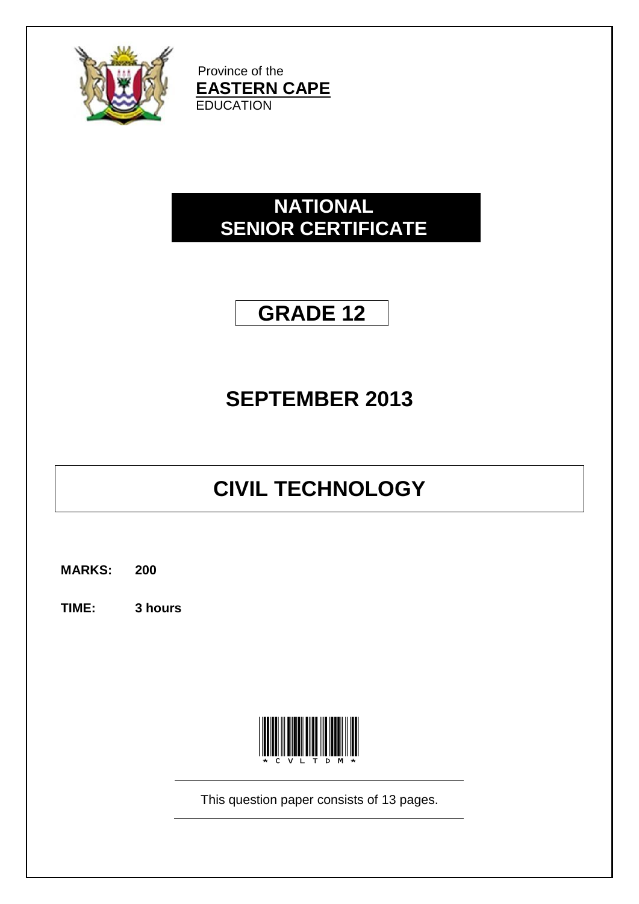Province of the
**EASTERN CAPE**
EDUCATION

# NATIONAL SENIOR CERTIFICATE

# GRADE 12

## SEPTEMBER 2013

# CIVIL TECHNOLOGY

**MARKS: 200**

**TIME: 3 hours**

*CVLTDM*

This question paper consists of 13 pages.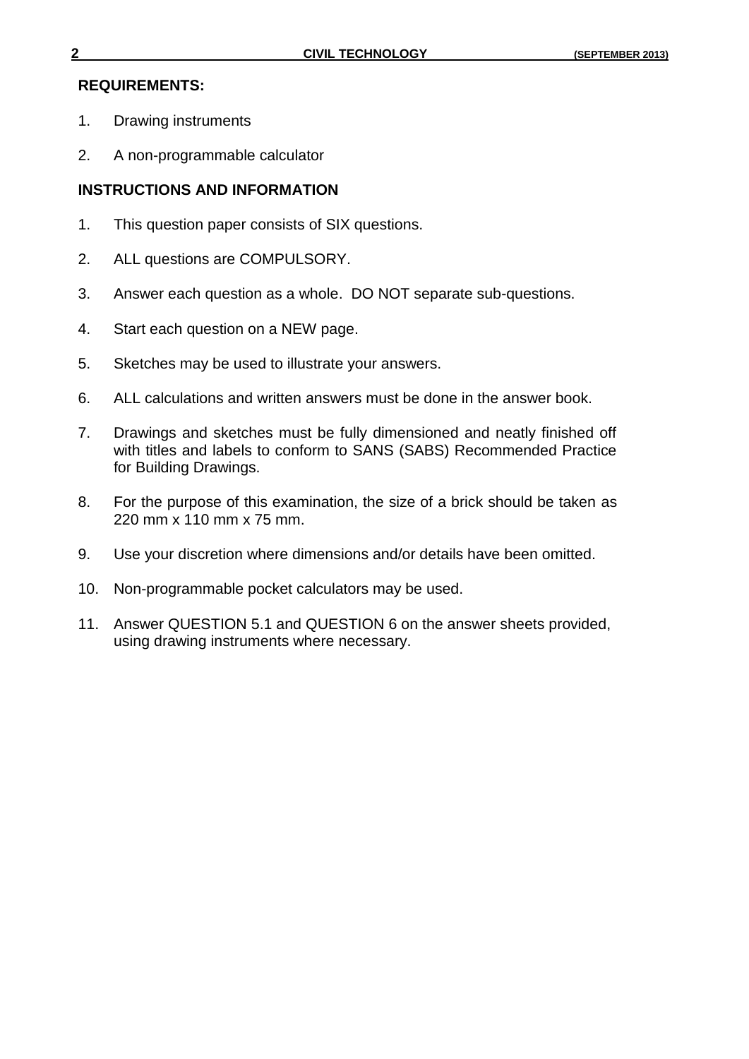**REQUIREMENTS:**

1. Drawing instruments
2. A non-programmable calculator

**INSTRUCTIONS AND INFORMATION**

1. This question paper consists of SIX questions.
2. ALL questions are COMPULSORY.
3. Answer each question as a whole. DO NOT separate sub-questions.
4. Start each question on a NEW page.
5. Sketches may be used to illustrate your answers.
6. ALL calculations and written answers must be done in the answer book.
7. Drawings and sketches must be fully dimensioned and neatly finished off with titles and labels to conform to SANS (SABS) Recommended Practice for Building Drawings.
8. For the purpose of this examination, the size of a brick should be taken as 220 mm x 110 mm x 75 mm.
9. Use your discretion where dimensions and/or details have been omitted.
10. Non-programmable pocket calculators may be used.
11. Answer QUESTION 5.1 and QUESTION 6 on the answer sheets provided, using drawing instruments where necessary.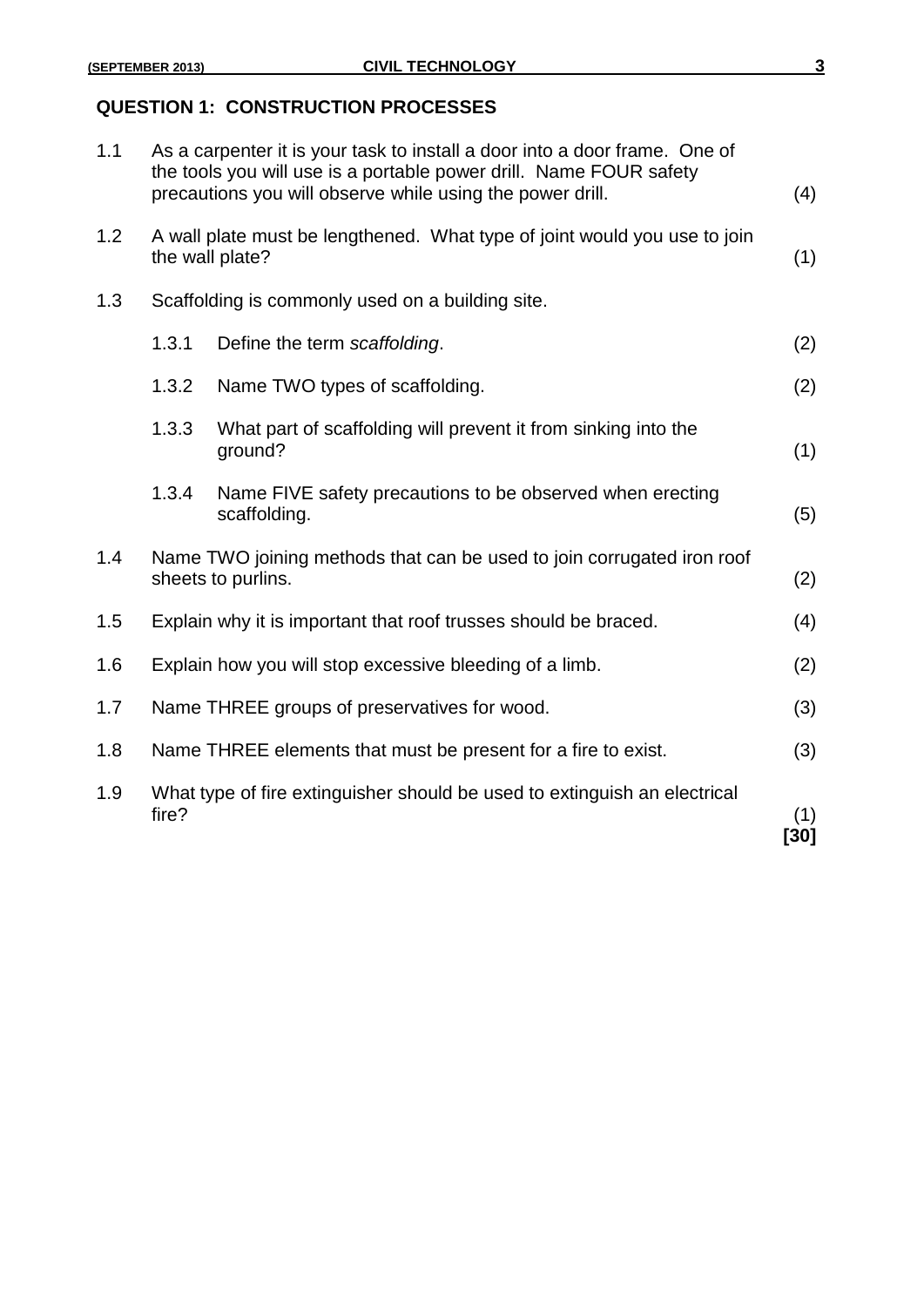## QUESTION 1: CONSTRUCTION PROCESSES

1.1 As a carpenter it is your task to install a door into a door frame. One of the tools you will use is a portable power drill. Name FOUR safety precautions you will observe while using the power drill. (4)

1.2 A wall plate must be lengthened. What type of joint would you use to join the wall plate? (1)

1.3 Scaffolding is commonly used on a building site.

1.3.1 Define the term *scaffolding*. (2)

1.3.2 Name TWO types of scaffolding. (2)

1.3.3 What part of scaffolding will prevent it from sinking into the ground? (1)

1.3.4 Name FIVE safety precautions to be observed when erecting scaffolding. (5)

1.4 Name TWO joining methods that can be used to join corrugated iron roof sheets to purlins. (2)

1.5 Explain why it is important that roof trusses should be braced. (4)

1.6 Explain how you will stop excessive bleeding of a limb. (2)

1.7 Name THREE groups of preservatives for wood. (3)

1.8 Name THREE elements that must be present for a fire to exist. (3)

1.9 What type of fire extinguisher should be used to extinguish an electrical fire? (1)

**[30]**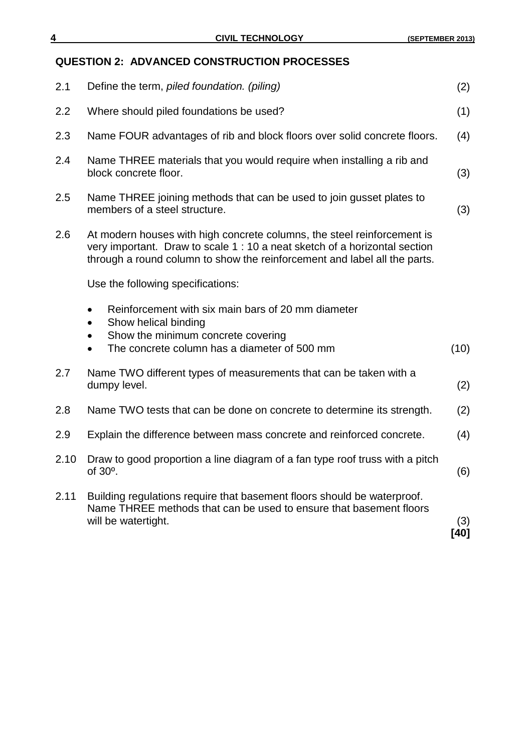## QUESTION 2: ADVANCED CONSTRUCTION PROCESSES

| | | |
|---|---|---|
| 2.1 | Define the term, *piled foundation. (piling)* | (2) |
| 2.2 | Where should piled foundations be used? | (1) |
| 2.3 | Name FOUR advantages of rib and block floors over solid concrete floors. | (4) |
| 2.4 | Name THREE materials that you would require when installing a rib and block concrete floor. | (3) |
| 2.5 | Name THREE joining methods that can be used to join gusset plates to members of a steel structure. | (3) |
| 2.6 | At modern houses with high concrete columns, the steel reinforcement is very important. Draw to scale 1 : 10 a neat sketch of a horizontal section through a round column to show the reinforcement and label all the parts.<br><br>Use the following specifications:<br><br>• Reinforcement with six main bars of 20 mm diameter<br>• Show helical binding<br>• Show the minimum concrete covering<br>• The concrete column has a diameter of 500 mm | (10) |
| 2.7 | Name TWO different types of measurements that can be taken with a dumpy level. | (2) |
| 2.8 | Name TWO tests that can be done on concrete to determine its strength. | (2) |
| 2.9 | Explain the difference between mass concrete and reinforced concrete. | (4) |
| 2.10 | Draw to good proportion a line diagram of a fan type roof truss with a pitch of 30º. | (6) |
| 2.11 | Building regulations require that basement floors should be waterproof. Name THREE methods that can be used to ensure that basement floors will be watertight. | (3)<br>**[40]** |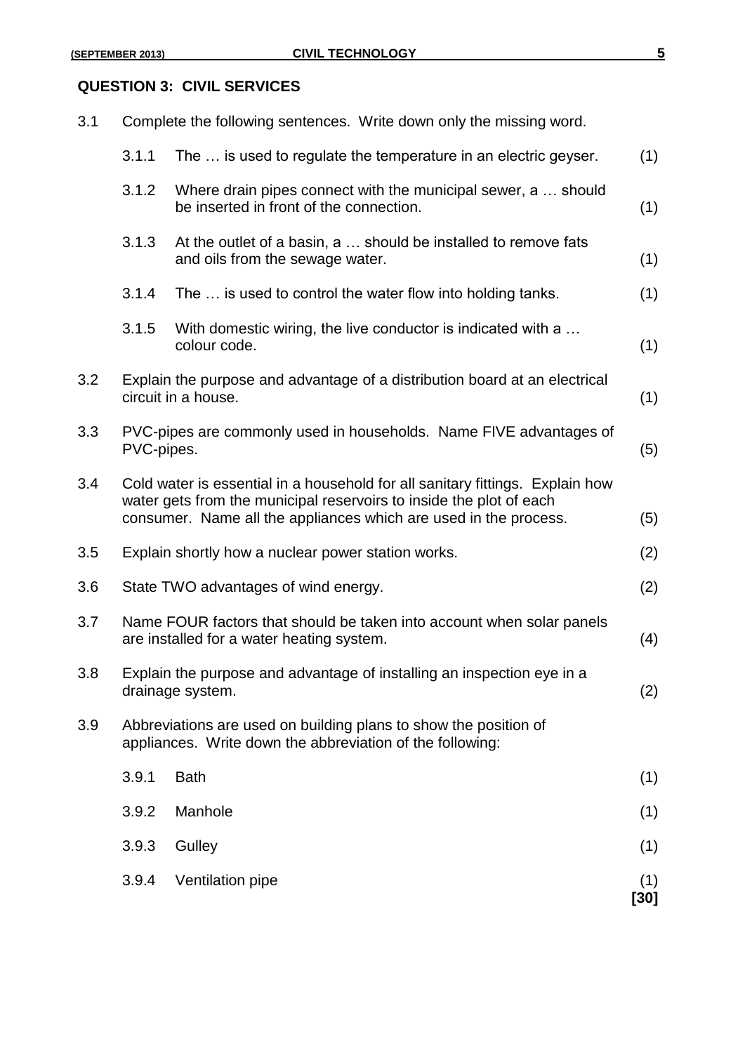## QUESTION 3: CIVIL SERVICES

3.1 Complete the following sentences. Write down only the missing word.

3.1.1 The … is used to regulate the temperature in an electric geyser. (1)

3.1.2 Where drain pipes connect with the municipal sewer, a … should be inserted in front of the connection. (1)

3.1.3 At the outlet of a basin, a … should be installed to remove fats and oils from the sewage water. (1)

3.1.4 The … is used to control the water flow into holding tanks. (1)

3.1.5 With domestic wiring, the live conductor is indicated with a … colour code. (1)

3.2 Explain the purpose and advantage of a distribution board at an electrical circuit in a house. (1)

3.3 PVC-pipes are commonly used in households. Name FIVE advantages of PVC-pipes. (5)

3.4 Cold water is essential in a household for all sanitary fittings. Explain how water gets from the municipal reservoirs to inside the plot of each consumer. Name all the appliances which are used in the process. (5)

3.5 Explain shortly how a nuclear power station works. (2)

3.6 State TWO advantages of wind energy. (2)

3.7 Name FOUR factors that should be taken into account when solar panels are installed for a water heating system. (4)

3.8 Explain the purpose and advantage of installing an inspection eye in a drainage system. (2)

3.9 Abbreviations are used on building plans to show the position of appliances. Write down the abbreviation of the following:

3.9.1 Bath (1)

3.9.2 Manhole (1)

3.9.3 Gulley (1)

3.9.4 Ventilation pipe (1)

**[30]**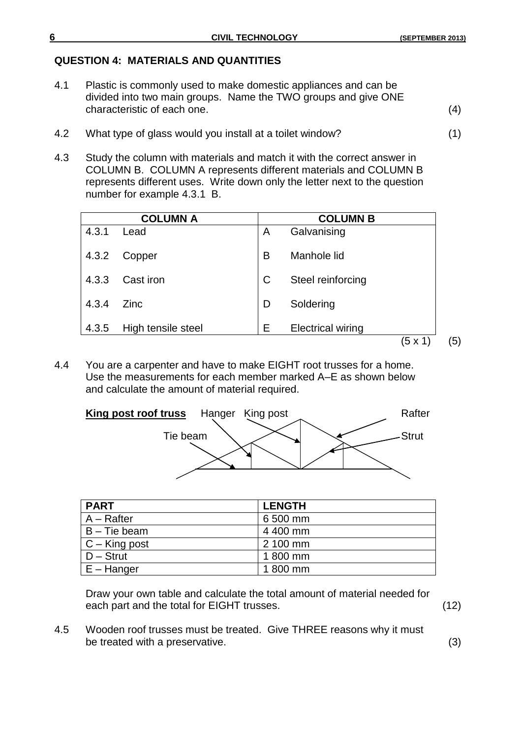## QUESTION 4: MATERIALS AND QUANTITIES

4.1 Plastic is commonly used to make domestic appliances and can be divided into two main groups. Name the TWO groups and give ONE characteristic of each one. (4)

4.2 What type of glass would you install at a toilet window? (1)

4.3 Study the column with materials and match it with the correct answer in COLUMN B. COLUMN A represents different materials and COLUMN B represents different uses. Write down only the letter next to the question number for example 4.3.1 B.

| COLUMN A | | COLUMN B | |
|---|---|---|---|
| 4.3.1 | Lead | A | Galvanising |
| 4.3.2 | Copper | B | Manhole lid |
| 4.3.3 | Cast iron | C | Steel reinforcing |
| 4.3.4 | Zinc | D | Soldering |
| 4.3.5 | High tensile steel | E | Electrical wiring |

(5 x 1) (5)

4.4 You are a carpenter and have to make EIGHT root trusses for a home. Use the measurements for each member marked A–E as shown below and calculate the amount of material required.

**King post roof truss**

Hanger
King post
Rafter
Tie beam
Strut

| PART | LENGTH |
|---|---|
| A – Rafter | 6 500 mm |
| B – Tie beam | 4 400 mm |
| C – King post | 2 100 mm |
| D – Strut | 1 800 mm |
| E – Hanger | 1 800 mm |

Draw your own table and calculate the total amount of material needed for each part and the total for EIGHT trusses. (12)

4.5 Wooden roof trusses must be treated. Give THREE reasons why it must be treated with a preservative. (3)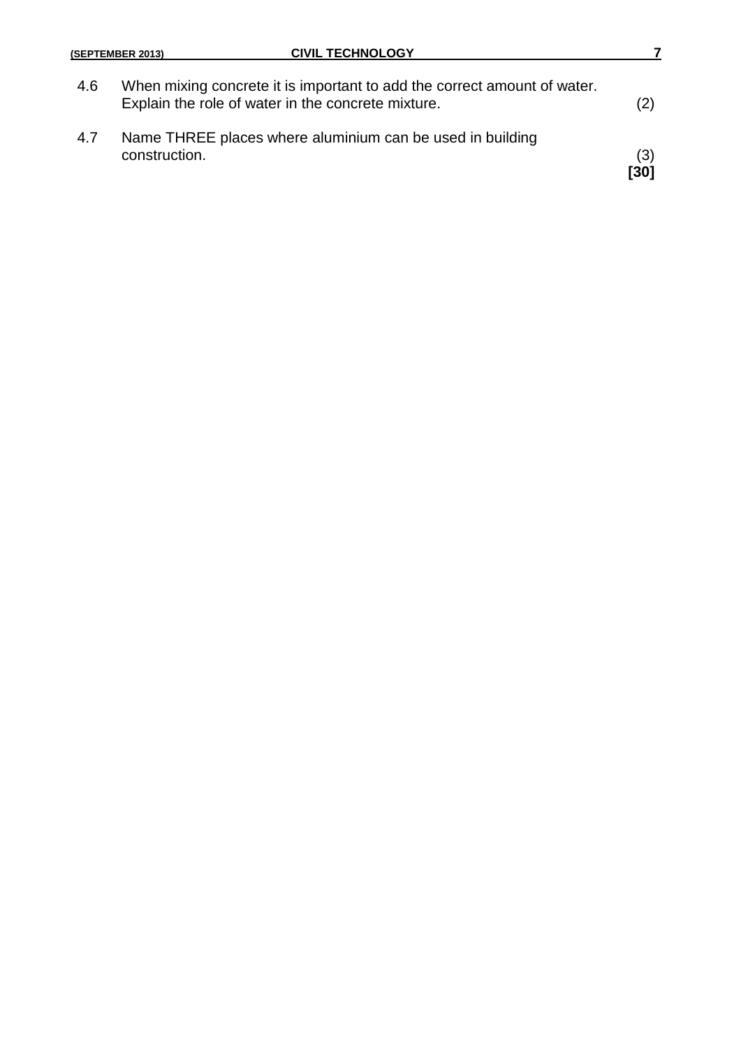4.6 When mixing concrete it is important to add the correct amount of water. Explain the role of water in the concrete mixture. (2)

4.7 Name THREE places where aluminium can be used in building construction. (3)

**[30]**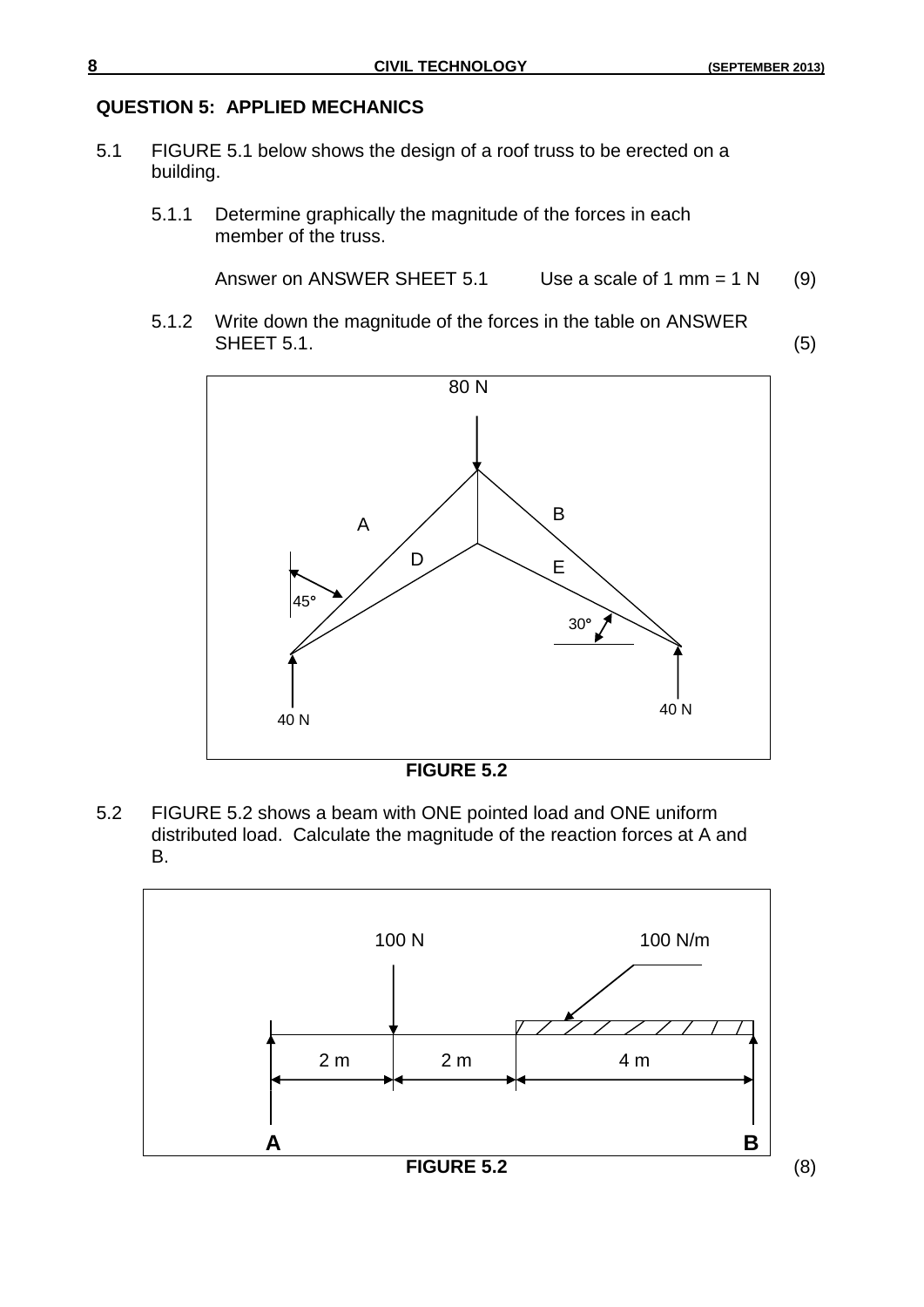## QUESTION 5: APPLIED MECHANICS

5.1 FIGURE 5.1 below shows the design of a roof truss to be erected on a building.

5.1.1 Determine graphically the magnitude of the forces in each member of the truss.

Answer on ANSWER SHEET 5.1 Use a scale of 1 mm = 1 N (9)

5.1.2 Write down the magnitude of the forces in the table on ANSWER SHEET 5.1. (5)

80 N

A

B

D

E

45°

30°

40 N

40 N

FIGURE 5.2

5.2 FIGURE 5.2 shows a beam with ONE pointed load and ONE uniform distributed load. Calculate the magnitude of the reaction forces at A and B.

100 N

100 N/m

2 m

2 m

4 m

A

B

FIGURE 5.2

(8)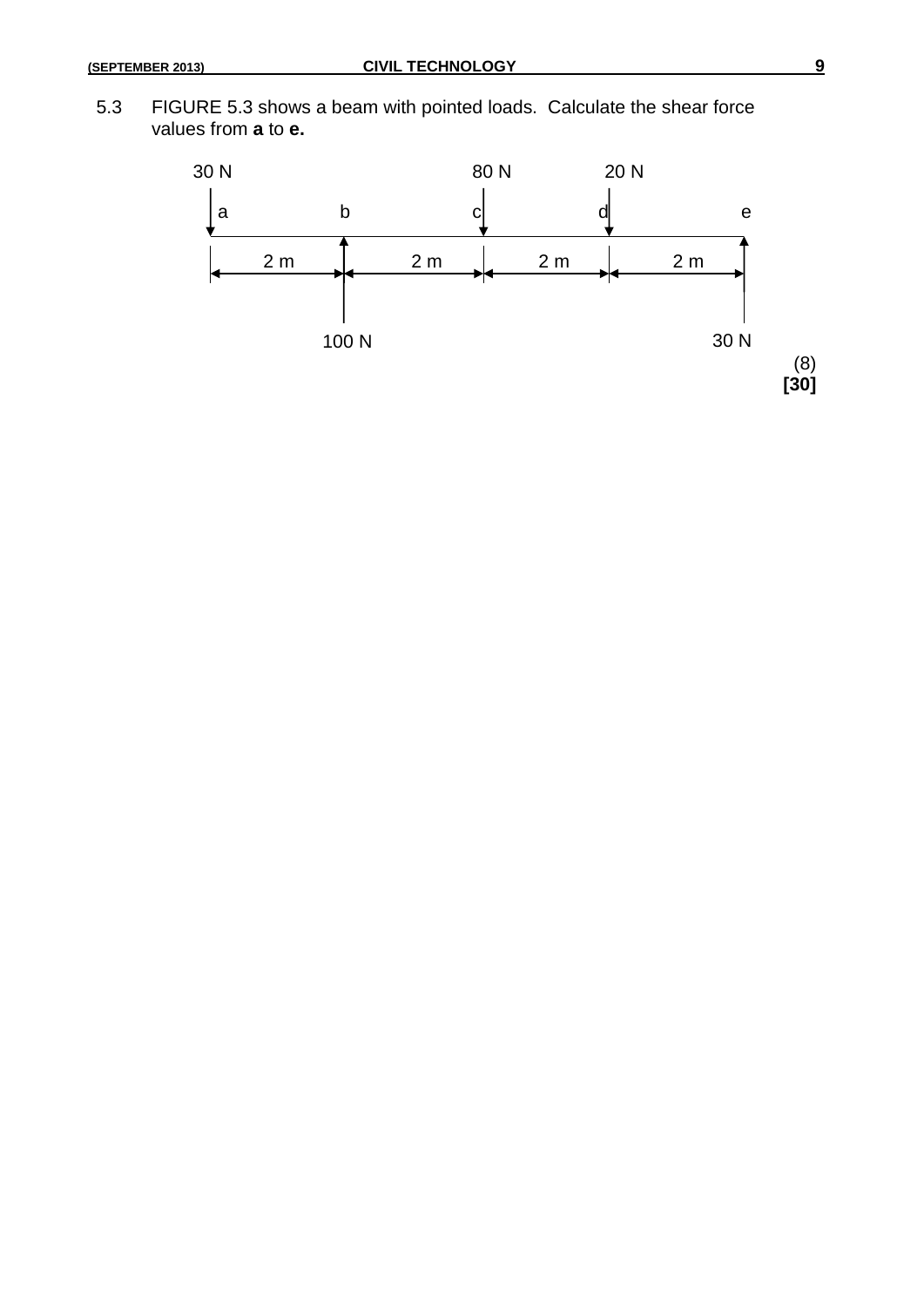5.3 FIGURE 5.3 shows a beam with pointed loads. Calculate the shear force values from **a** to **e.**

30 N

80 N

20 N

a

b

c

d

e

2 m

2 m

2 m

2 m

100 N

30 N

(8)
**[30]**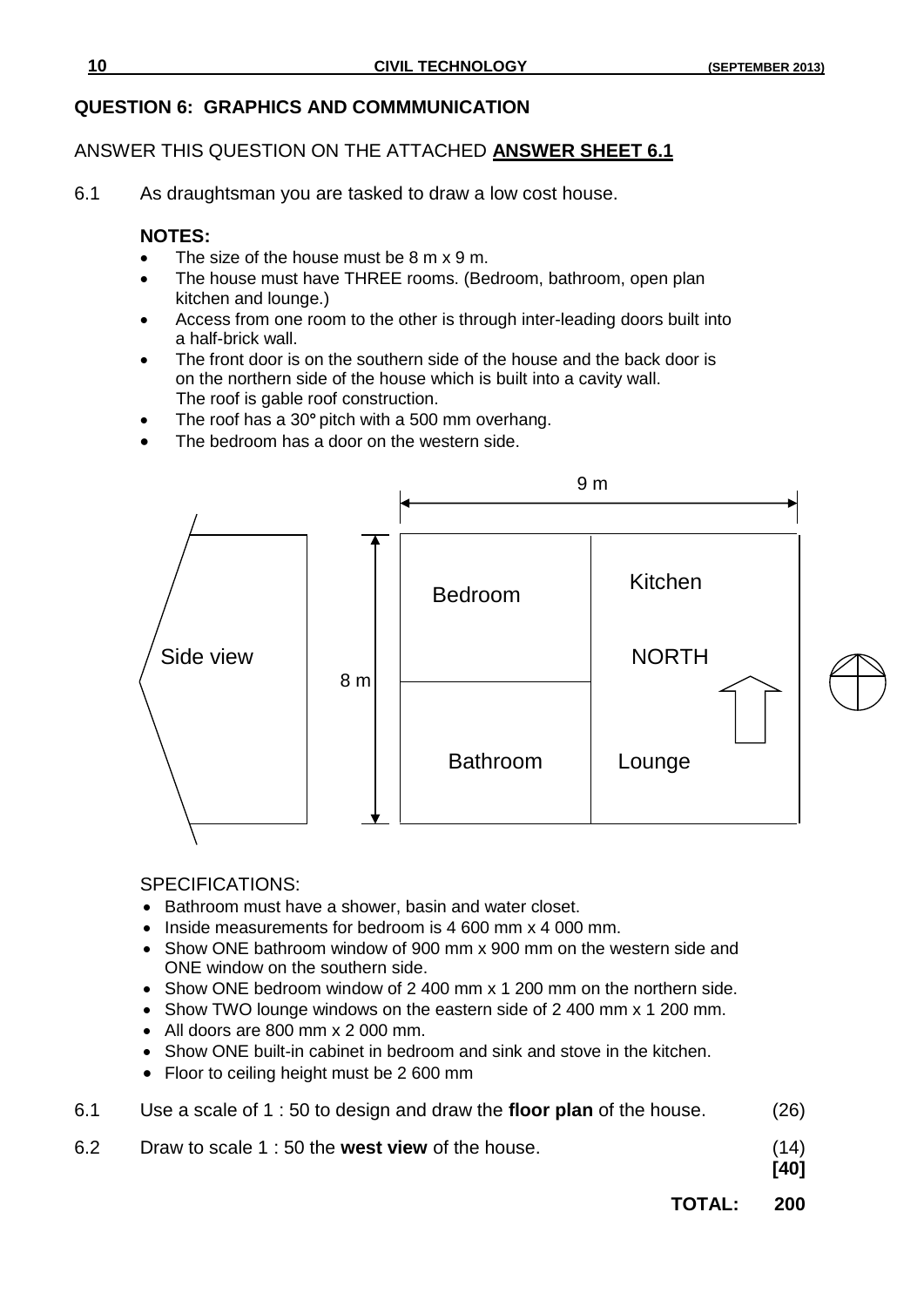## QUESTION 6: GRAPHICS AND COMMMUNICATION

ANSWER THIS QUESTION ON THE ATTACHED **ANSWER SHEET 6.1**

6.1 As draughtsman you are tasked to draw a low cost house.

**NOTES:**

- The size of the house must be 8 m x 9 m.
- The house must have THREE rooms. (Bedroom, bathroom, open plan kitchen and lounge.)
- Access from one room to the other is through inter-leading doors built into a half-brick wall.
- The front door is on the southern side of the house and the back door is on the northern side of the house which is built into a cavity wall. The roof is gable roof construction.
- The roof has a 30° pitch with a 500 mm overhang.
- The bedroom has a door on the western side.

9 m

8 m

Side view

Bedroom

Kitchen

NORTH

Bathroom

Lounge

SPECIFICATIONS:

- Bathroom must have a shower, basin and water closet.
- Inside measurements for bedroom is 4 600 mm x 4 000 mm.
- Show ONE bathroom window of 900 mm x 900 mm on the western side and ONE window on the southern side.
- Show ONE bedroom window of 2 400 mm x 1 200 mm on the northern side.
- Show TWO lounge windows on the eastern side of 2 400 mm x 1 200 mm.
- All doors are 800 mm x 2 000 mm.
- Show ONE built-in cabinet in bedroom and sink and stove in the kitchen.
- Floor to ceiling height must be 2 600 mm

6.1 Use a scale of 1 : 50 to design and draw the **floor plan** of the house. (26)

6.2 Draw to scale 1 : 50 the **west view** of the house. (14)
**[40]**

**TOTAL: 200**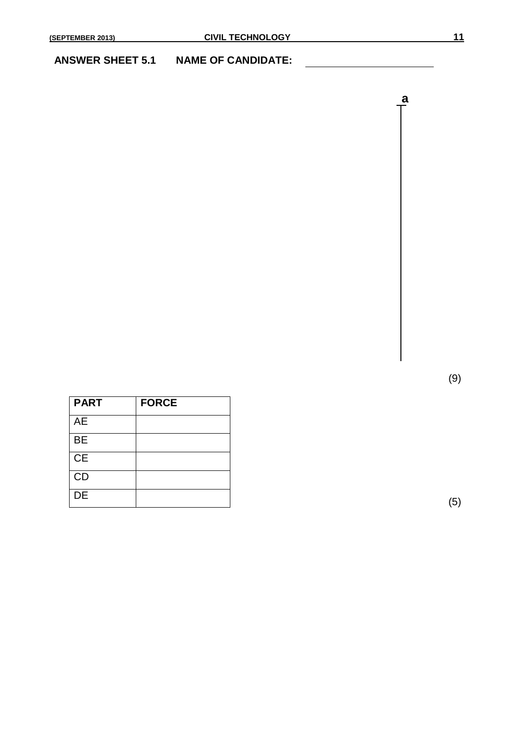**ANSWER SHEET 5.1　　NAME OF CANDIDATE:** ______________________

a

(9)

| PART | FORCE |
|---|---|
| AE | |
| BE | |
| CE | |
| CD | |
| DE | |

(5)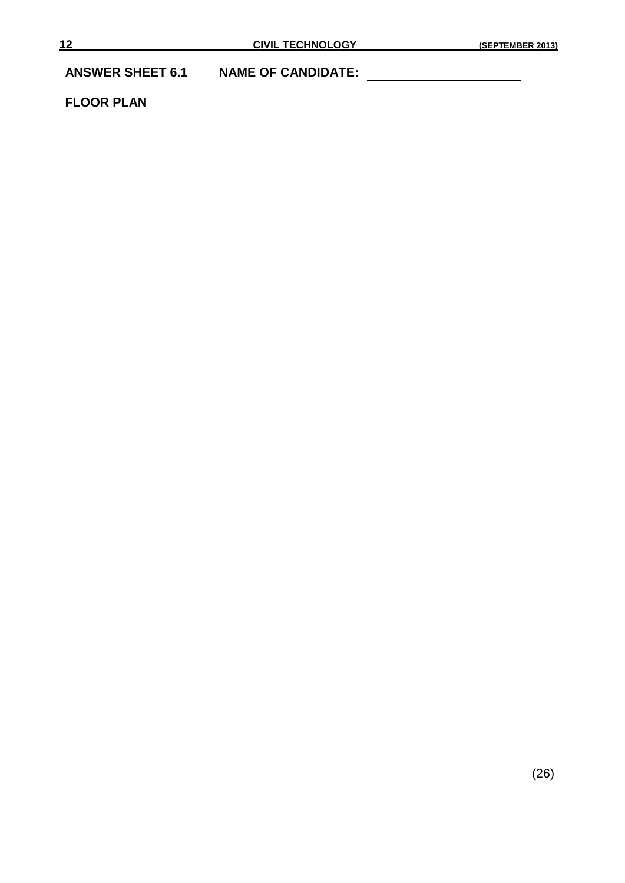**ANSWER SHEET 6.1** **NAME OF CANDIDATE:** ____________________

**FLOOR PLAN**

(26)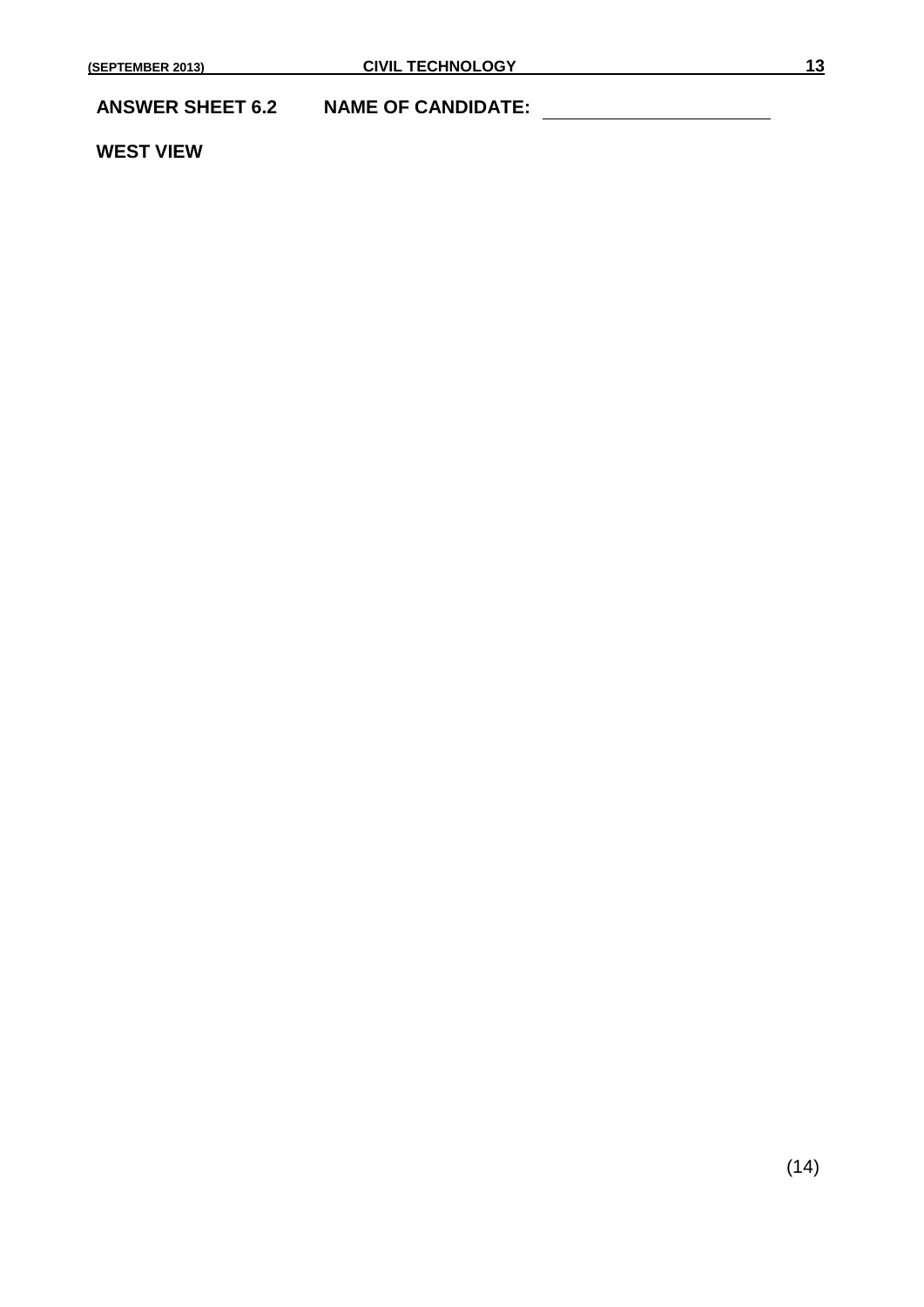**ANSWER SHEET 6.2** **NAME OF CANDIDATE:** ______________________

**WEST VIEW**

(14)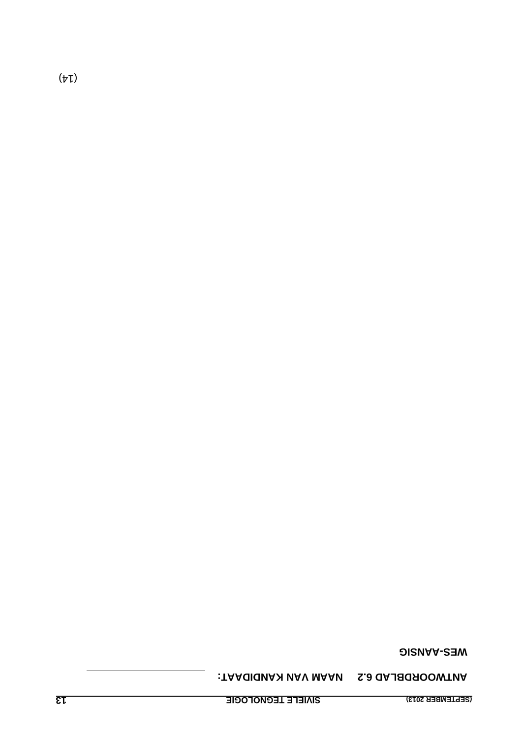**ANTWOORDBLAD 6.2 NAAM VAN KANDIDAAT:** \_\_\_\_\_\_\_\_\_\_\_\_\_\_\_\_\_\_\_\_

**WES-AANSIG**

(14)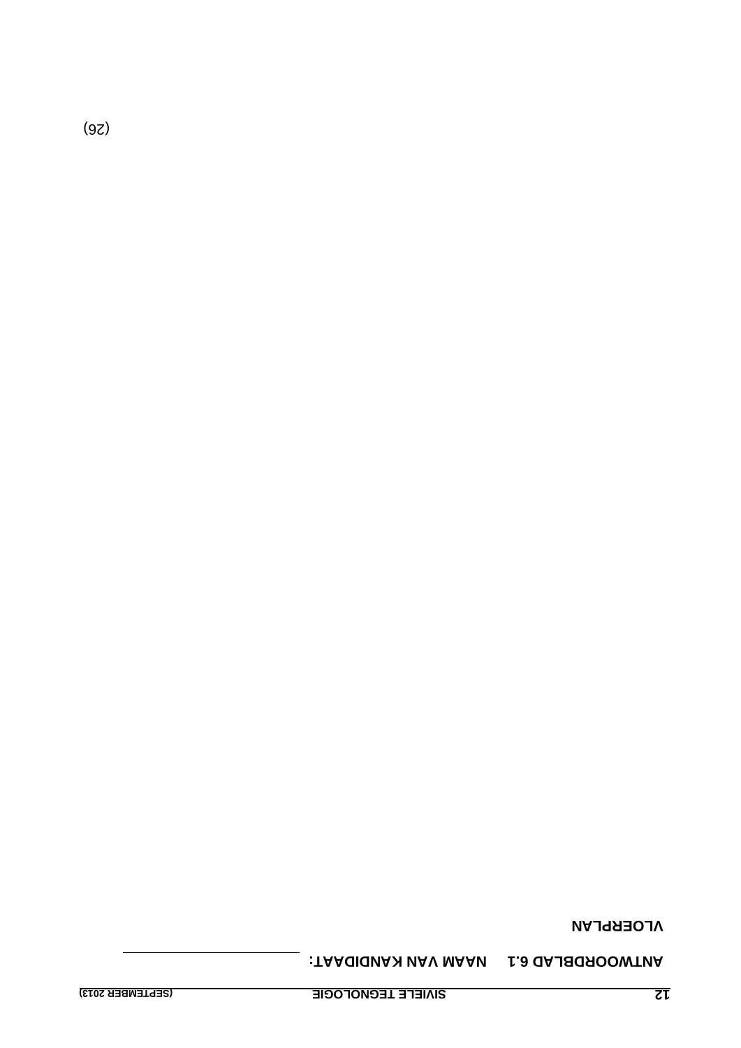**ANTWOORDBLAD 6.1 NAAM VAN KANDIDAAT:** ______________________

**VLOERPLAN**

(26)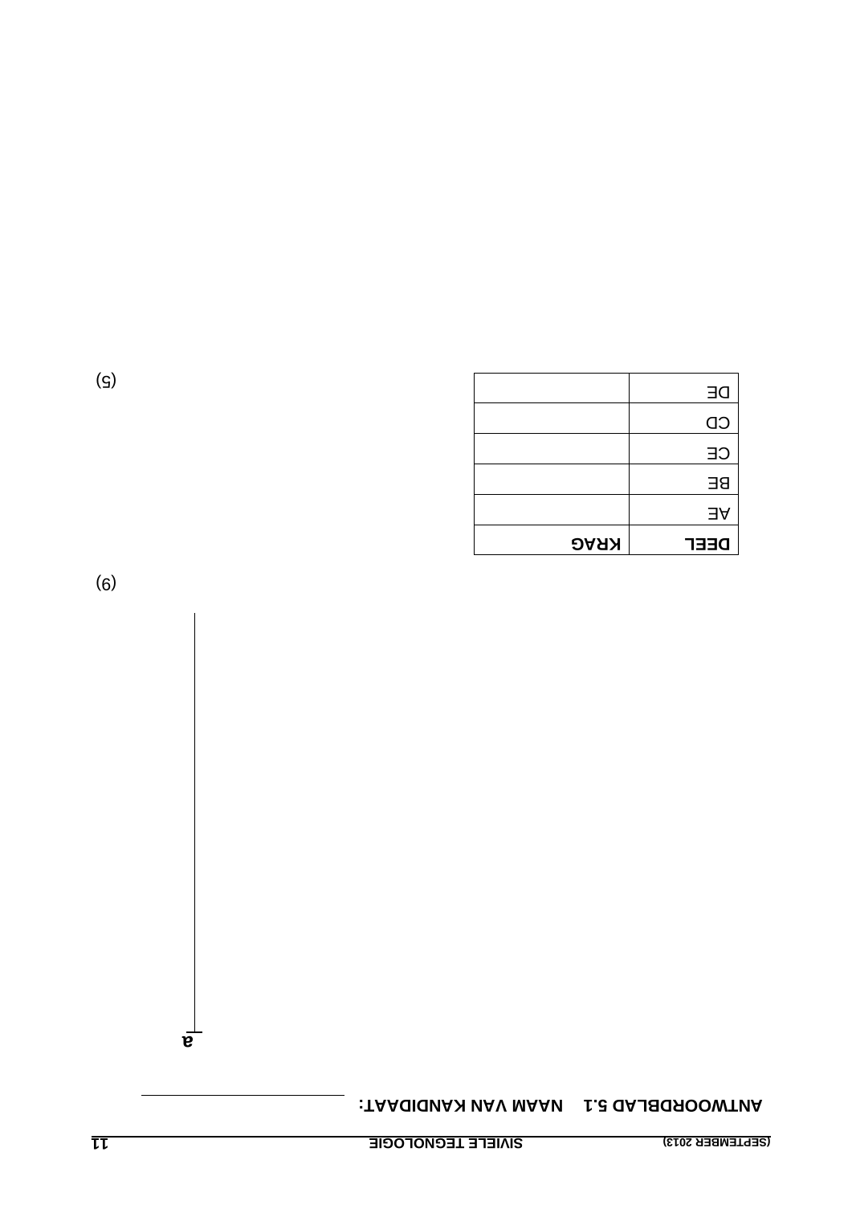**ANTWOORDBLAD 5.1 NAAM VAN KANDIDAAT:** ____________________

a

(6)

| DEEL | KRAG |
|---|---|
| AE | |
| BE | |
| CE | |
| CD | |
| DE | |

(5)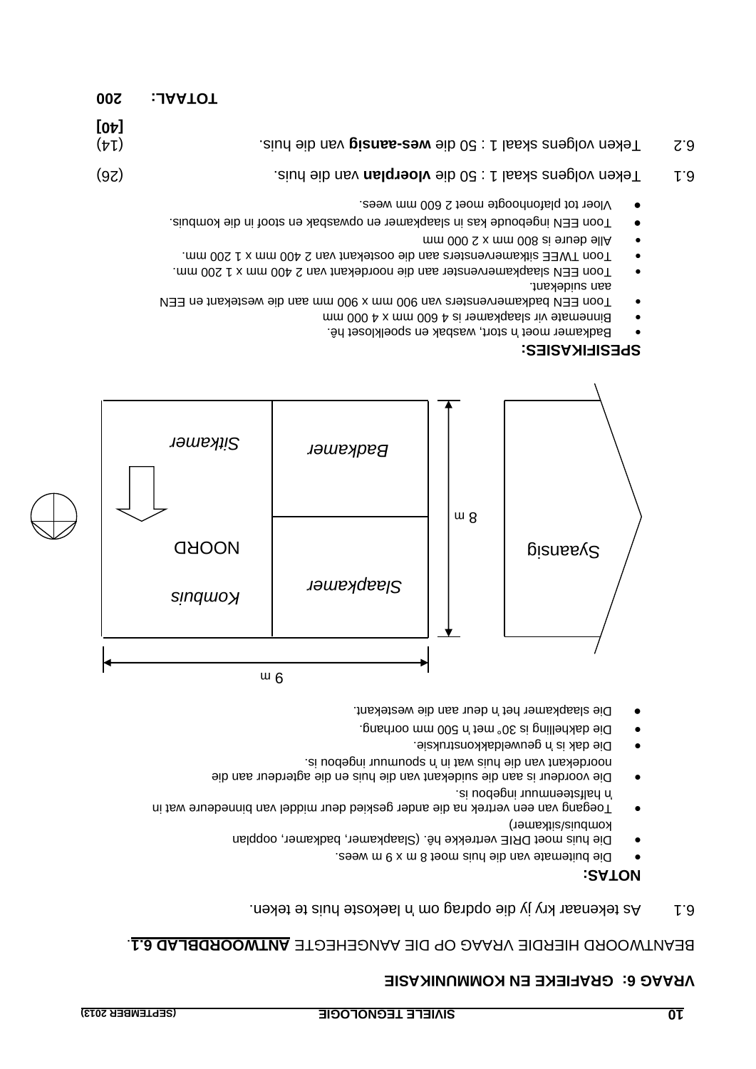## VRAAG 6: GRAFIEKE EN KOMMUNIKASIE

BEANTWOORD HIERDIE VRAAG OP DIE AANGEHEGTE **ANTWOORDBLAD 6.1.**

6.1 As tekenaar kry jy die opdrag om 'n laekoste huis te teken.

**NOTAS:**

- Die buitemate van die huis moet 8 m x 9 m wees.
- Die huis moet DRIE vertrekke hê. (Slaapkamer, badkamer, oopplan kombuis/sitkamer)
- Toegang van een vertrek na die ander geskied deur middel van binnedeure wat in 'n halfsteenmuur ingebou is.
- Die voordeur is aan die suidekant van die huis en die agterdeur aan die noordekant van die huis wat in 'n spoumuur ingebou is.
- Die dak is 'n geweldakkonstruksie.
- Die dakhelling is 30° met 'n 500 mm oorhang.
- Die slaapkamer het 'n deur aan die westekant.

9 m

8 m

Kombuis

NOORD

Sitkamer

Slaapkamer

Badkamer

Syaansig

**SPESIFIKASIES:**

- Badkamer moet 'n stort, wasbak en spoelkloset hê.
- Binnemate vir slaapkamer is 4 600 mm x 4 000 mm
- Toon EEN badkamervensters van 900 mm x 900 mm aan die westekant en EEN aan suidekant.
- Toon EEN slaapkamervenster aan die noordekant van 2 400 mm x 1 200 mm.
- Toon TWEE sitkamervensters aan die oostekant van 2 400 mm x 1 200 mm.
- Alle deure is 800 mm x 2 000 mm
- Toon EEN ingeboude kas in slaapkamer en opwasbak en stoof in die kombuis.
- Vloer tot plafonhoogte moet 2 600 mm wees.

6.1 Teken volgens skaal 1 : 50 die **vloerplan** van die huis. (26)

6.2 Teken volgens skaal 1 : 50 die **wes-aansig** van die huis. (14)
**[40]**

**TOTAAL: 200**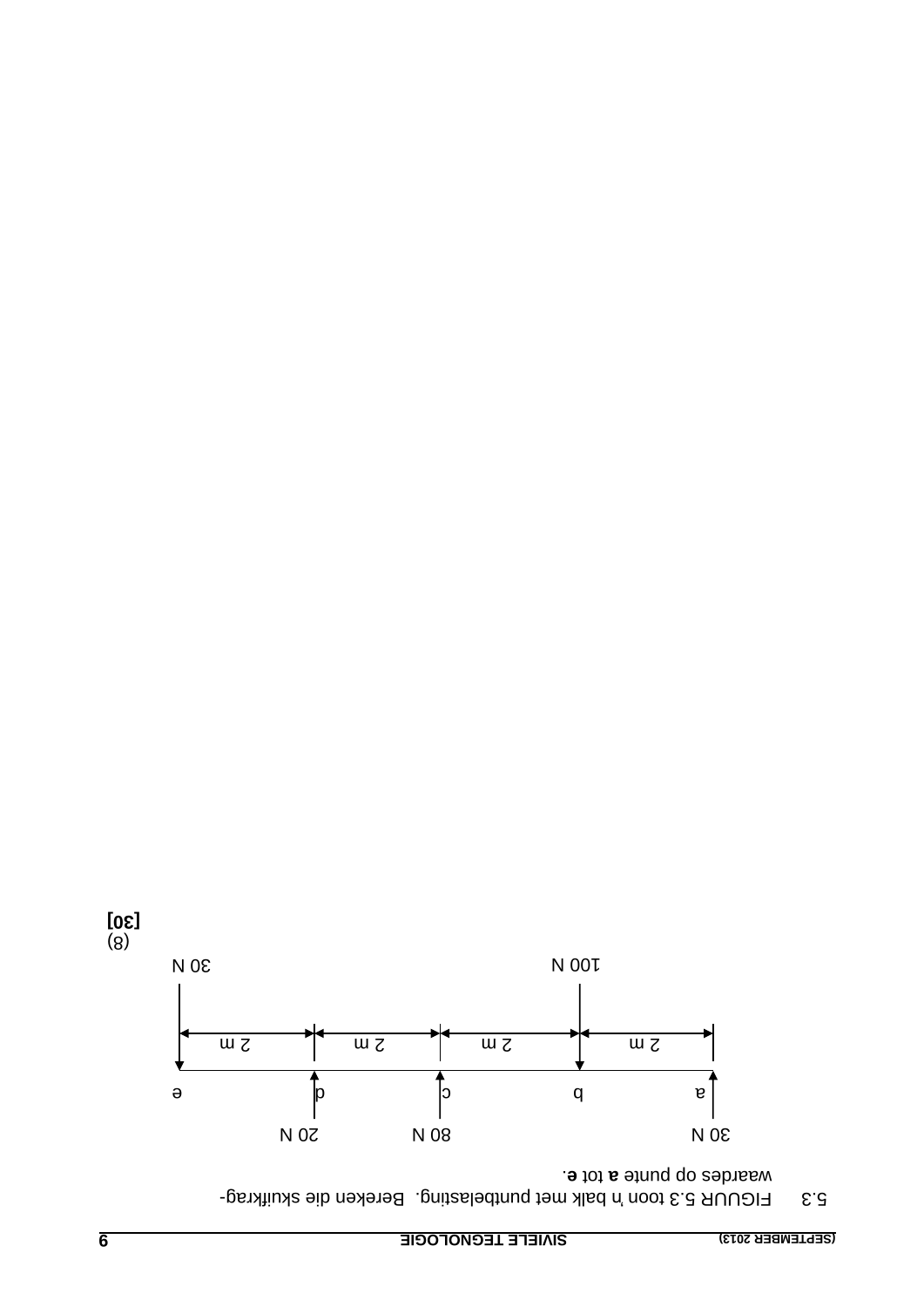5.3 FIGUUR 5.3 toon 'n balk met puntbelasting. Bereken die skuifkrag-waardes op punte **a** tot **e**.

30 N
100 N
30 N
2 m
2 m
2 m
2 m
a
b
c
d
e
30 N
80 N
20 N

(8)
**[30]**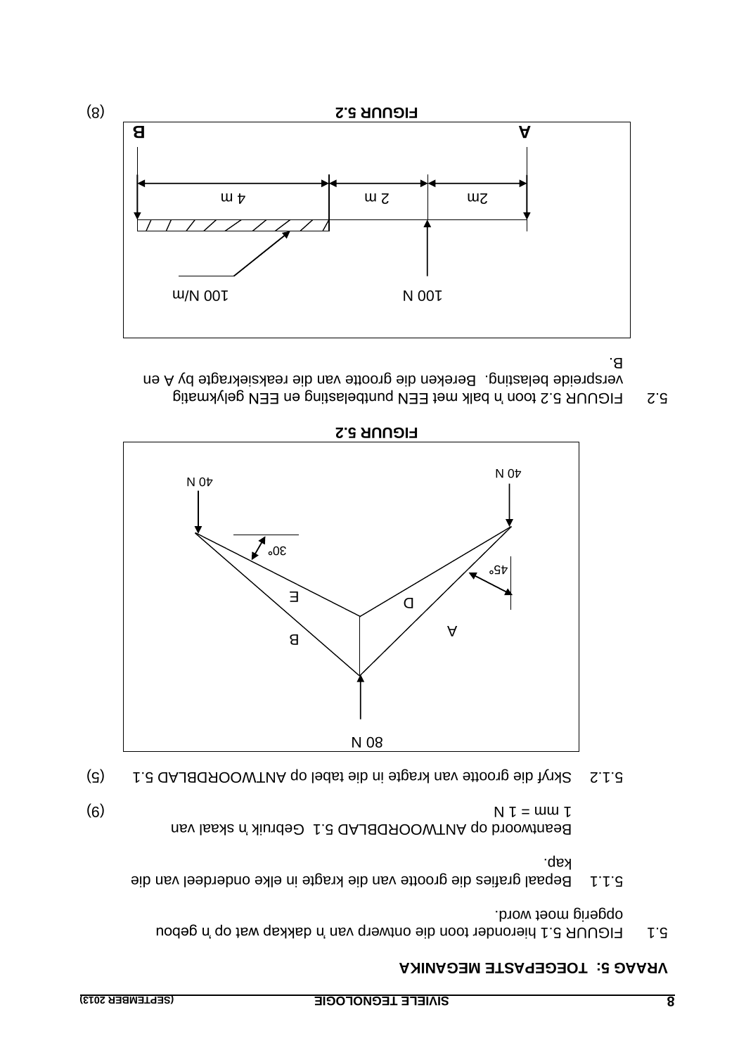## VRAAG 5: TOEGEPASTE MEGANIKA

5.1 FIGUUR 5.1 hieronder toon die ontwerp van 'n dakkap wat op 'n gebou opgerig moet word.

5.1.1 Bepaal grafies die grootte van die kragte in elke onderdeel van die kap.

Beantwoord op ANTWOORDBLAD 5.1. Gebruik 'n skaal van 1 mm = 1 N (9)

5.1.2 Skryf die grootte van kragte in die tabel op ANTWOORDBLAD 5.1 (5)

40 N
40 N
45°
30°
D
E
A
B
80 N

**FIGUUR 5.2**

5.2 FIGUUR 5.2 toon 'n balk met EEN puntbelasting en EEN gelykmatig verspreide belasting. Bereken die grootte van die reaksiekragte by A en B.

100 N
100 N/m
2m
2 m
4 m
A
B

**FIGUUR 5.2** (8)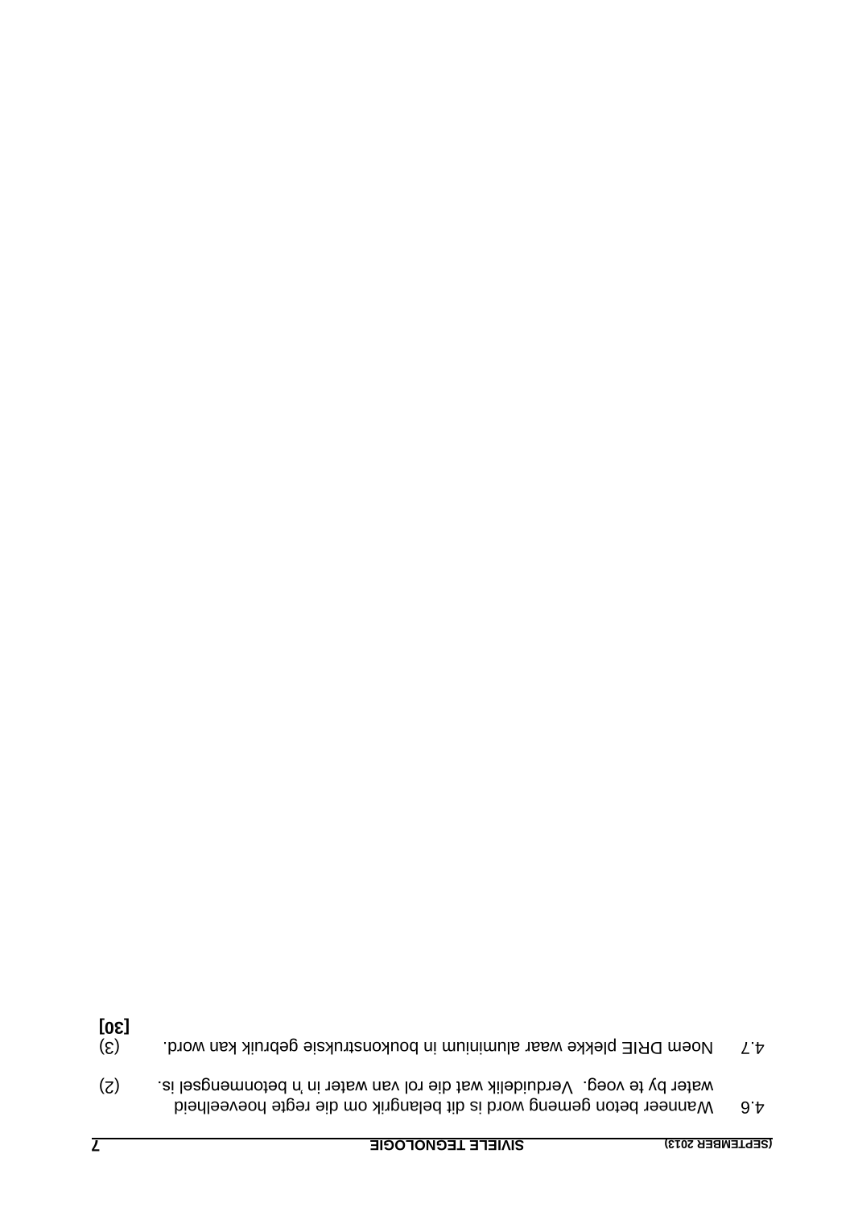4.6 Wanneer beton gemeng word is dit belangrik om die regte hoeveelheid water by te voeg. Verduidelik wat die rol van water in 'n betonmengsel is. (2)

4.7 Noem DRIE plekke waar aluminium in boukonstruksie gebruik kan word. (3)

**[30]**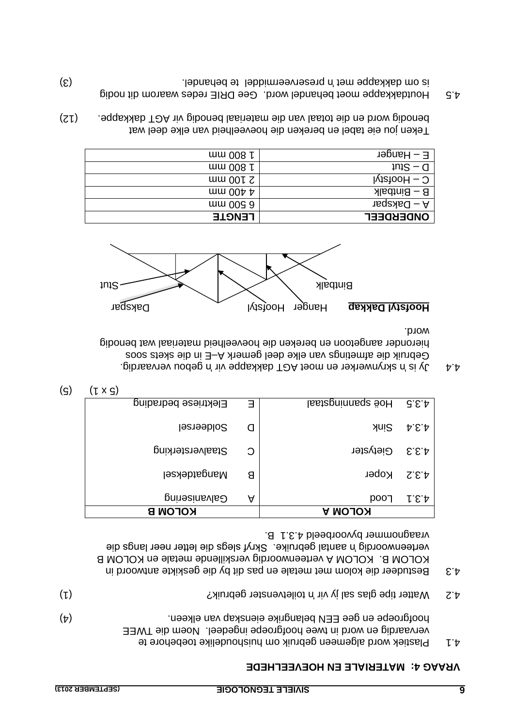## VRAAG 4: MATERIALE EN HOEVEELHEDE

4.1 Plastiek word algemeen gebruik om huishoudelike toebehore te vervaardig en word in twee hoofgroepe ingedeel. Noem die TWEE hoofgroepe en gee EEN belangrike eienskap van elkeen. (4)

4.2 Watter tipe glas sal jy vir 'n toiletvenster gebruik? (1)

4.3 Bestudeer die kolom met metale en pas dit by die geskikte antwoord in KOLOM B. KOLOM A verteenwoordig verskillende metale en KOLOM B verteenwoordig 'n aantal gebruike. Skryf slegs die letter neer langs die vraagnommer byvoorbeeld 4.3.1 B.

| KOLOM A | KOLOM B |
|---|---|
| 4.3.1 Lood | A Galvanisering |
| 4.3.2 Koper | B Mangatdeksel |
| 4.3.3 Gietyster | C Staalversterking |
| 4.3.4 Sink | D Soldeersel |
| 4.3.5 Hoë spanningstaal | E Elektriese bedrading |

(5 x 1) (5)

4.4 Jy is 'n skrynwerker en moet AGT dakkappe vir 'n gebou vervaardig. Gebruik die afmetings van elke deel gemerk A–E in die skets soos hieronder aangetoon en bereken die hoeveelheid materiaal wat benodig word.

**Hoofstyl Dakkap**

Hanger Hoofstyl Dakspar Bintbalk Stut

| ONDERDEEL | LENGTE |
|---|---|
| A – Dakspar | 6 500 mm |
| B – Bintbalk | 4 400 mm |
| C – Hoofstyl | 2 100 mm |
| D – Stut | 1 800 mm |
| E – Hanger | 1 800 mm |

Teken jou eie tabel en bereken die hoeveelheid van elke deel wat benodig word en die totaal van die materiaal benodig vir AGT dakkappe. (12)

4.5 Houtdakkappe moet behandel word. Gee DRIE redes waarom dit nodig is om dakkappe met 'n preserveermiddel te behandel. (3)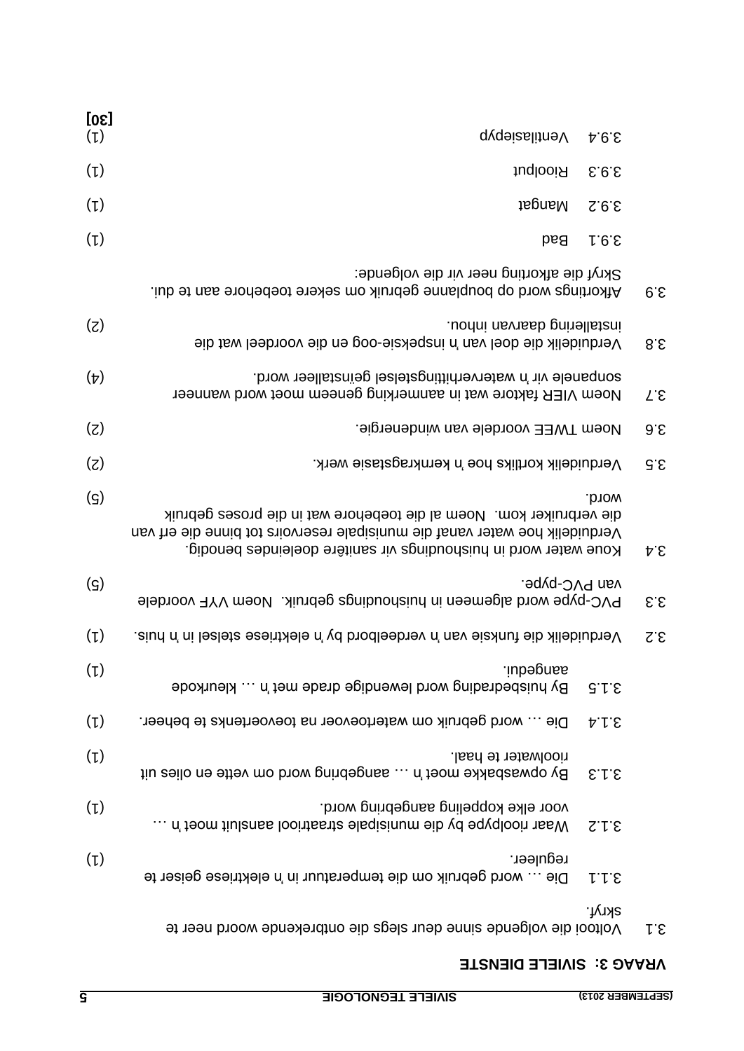## VRAAG 3: SIVIELE DIENSTE

3.1 Voltooi die volgende sinne deur slegs die ontbrekende woord neer te skryf.

3.1.1 Die … word gebruik om die temperatuur in 'n elektriese geiser te reguleer. (1)

3.1.2 Waar rioolpype by die munisipale straatriool aansluit moet 'n … voor elke koppeling aangebring word. (1)

3.1.3 By opwasbakke moet 'n … aangebring word om vette en olies uit rioolwater te haal. (1)

3.1.4 Die … word gebruik om watertoevoer na toevoertenks te beheer. (1)

3.1.5 By huisbedrading word lewendige drade met 'n … kleurkode aangedui. (1)

3.2 Verduidelik die funksie van 'n verdeelbord by 'n elektriese stelsel in 'n huis. (1)

3.3 PVC-pype word algemeen in huishoudings gebruik. Noem VYF voordele van PVC-pype. (5)

3.4 Koue water word in huishoudings vir sanitêre doeleindes benodig. Verduidelik hoe water vanaf die munisipale reservoirs tot binne die erf van die verbruiker kom. Noem al die toebehore wat in die proses gebruik word. (5)

3.5 Verduidelik kortliks hoe 'n kernkragstasie werk. (2)

3.6 Noem TWEE voordele van windenergie. (2)

3.7 Noem VIER faktore wat in aanmerking geneem moet word wanneer sonpanele vir 'n waterverhittingstelsel geïnstalleer word. (4)

3.8 Verduidelik die doel van 'n inspeksie-oog en die voordeel wat die installering daarvan inhou. (2)

3.9 Afkortings word op bouplanne gebruik om sekere toebehore aan te dui. Skryf die afkorting neer vir die volgende:

3.9.1 Bad (1)

3.9.2 Mangat (1)

3.9.3 Rioolput (1)

3.9.4 Ventilasiepyp (1)

**[30]**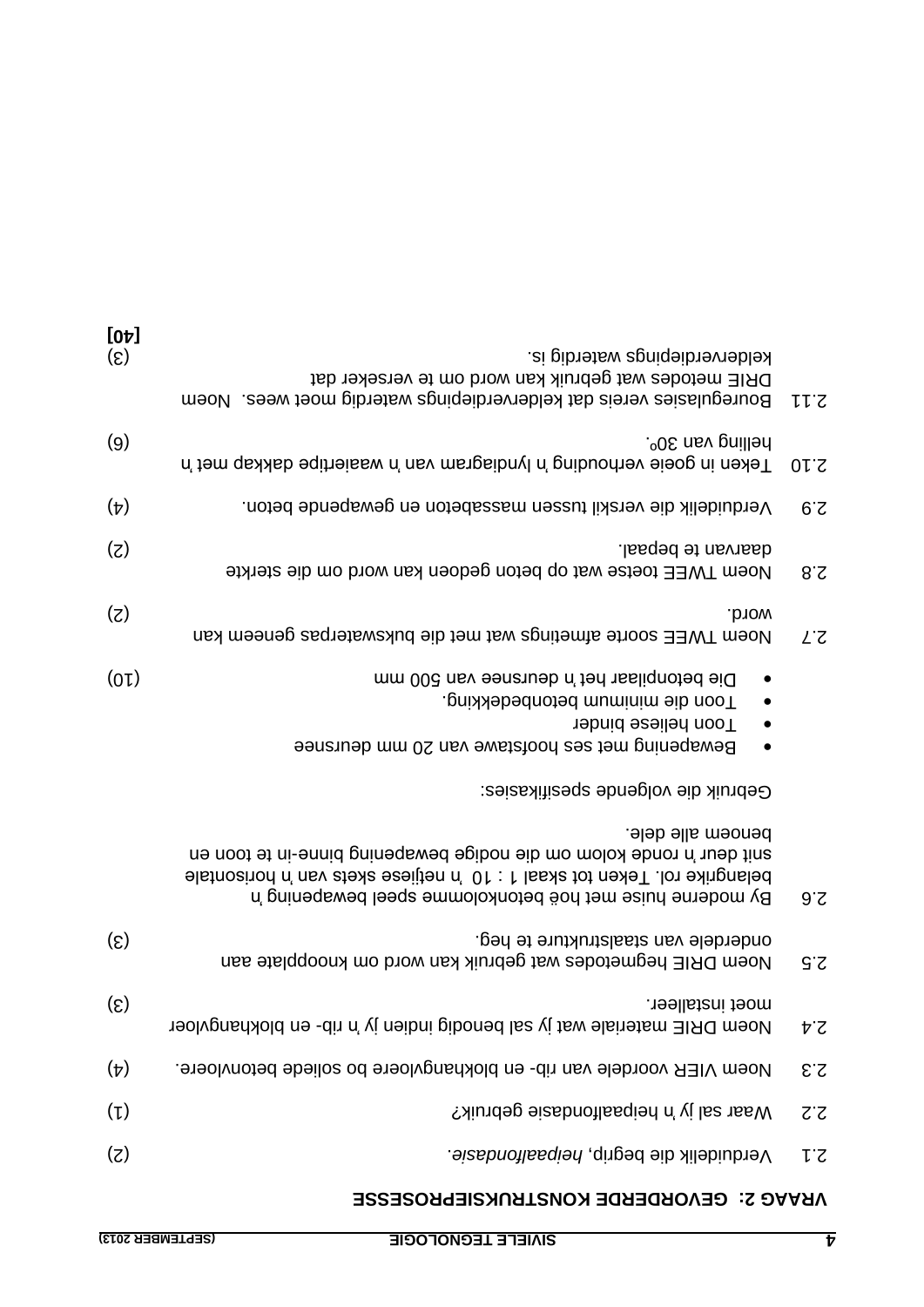## VRAAG 2: GEVORDERDE KONSTRUKSIEPROSESSE

2.1 Verduidelik die begrip, *heipaalfondasie*. (2)

2.2 Waar sal jy 'n heipaalfondasie gebruik? (1)

2.3 Noem VIER voordele van rib- en blokhangvloere bo soliede betonvloere. (4)

2.4 Noem DRIE materiale wat jy sal benodig indien jy 'n rib- en blokhangvloer moet installeer. (3)

2.5 Noem DRIE hegmetodes wat gebruik kan word om knoopplate aan onderdele van staalstrukture te heg. (3)

2.6 By moderne huise met hoë betonkolomme speel bewapening 'n belangrike rol. Teken tot skaal 1 : 10 'n netjiese skets van 'n horisontale snit deur 'n ronde kolom om die nodige bewapening binne-in te toon en benoem alle dele.

Gebruik die volgende spesifikasies:

- Bewapening met ses hoofstawe van 20 mm deursnee
- Toon heliese binder
- Toon die minimum betonbedekking.
- Die betonpilaar het 'n deursnee van 500 mm (10)

2.7 Noem TWEE soorte afmetings wat met die bukswaterpas geneem kan word. (2)

2.8 Noem TWEE toetse wat op beton gedoen kan word om die sterkte daarvan te bepaal. (2)

2.9 Verduidelik die verskil tussen massabeton en gewapende beton. (4)

2.10 Teken in goeie verhouding 'n lyndiagram van 'n waaiertipe dakkap met 'n helling van 30°. (6)

2.11 Bouregulasies vereis dat kelderverdiepings waterdig moet wees. Noem DRIE metodes wat gebruik kan word om te verseker dat kelderverdiepings waterdig is. (3)

**[40]**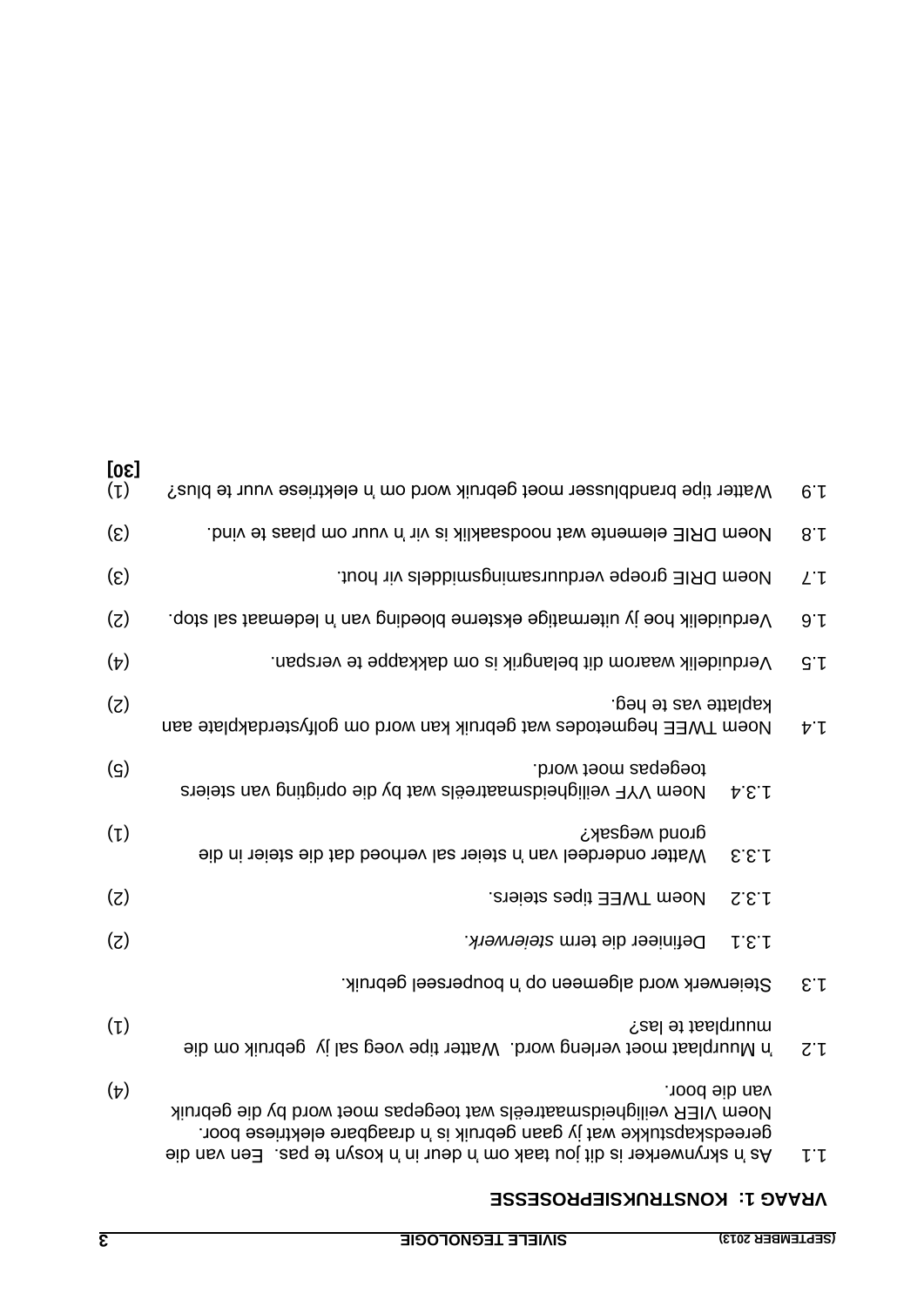## VRAAG 1: KONSTRUKSIEPROSESSE

1.1 As 'n skrynwerker is dit jou taak om 'n deur in 'n kosyn te pas. Een van die gereedskapstukke wat jy gaan gebruik is 'n draagbare elektriese boor. Noem VIER veiligheidsmaatreëls wat toegepas moet word by die gebruik van die boor. (4)

1.2 'n Muurplaat moet verleng word. Watter tipe voeg sal jy gebruik om die muurplaat te las? (1)

1.3 Steierwerk word algemeen op 'n bouperseel gebruik.

1.3.1 Definieer die term *steierwerk*. (2)

1.3.2 Noem TWEE tipes steiers. (2)

1.3.3 Watter onderdeel van 'n steier sal verhoed dat die steier in die grond wegsak? (1)

1.3.4 Noem VYF veiligheidsmaatreëls wat by die oprigting van steiers toegepas moet word. (5)

1.4 Noem TWEE hegmetodes wat gebruik kan word om golfysterdakplate aan kaplatte vas te heg. (2)

1.5 Verduidelik waarom dit belangrik is om dakkappe te verspan. (4)

1.6 Verduidelik hoe jy uitermatige eksterne bloeding van 'n ledemaat sal stop. (2)

1.7 Noem DRIE groepe verduursamingsmiddels vir hout. (3)

1.8 Noem DRIE elemente wat noodsaaklik is vir 'n vuur om plaas te vind. (3)

1.9 Watter tipe brandblusser moet gebruik word om 'n elektriese vuur te blus? (1)

**[30]**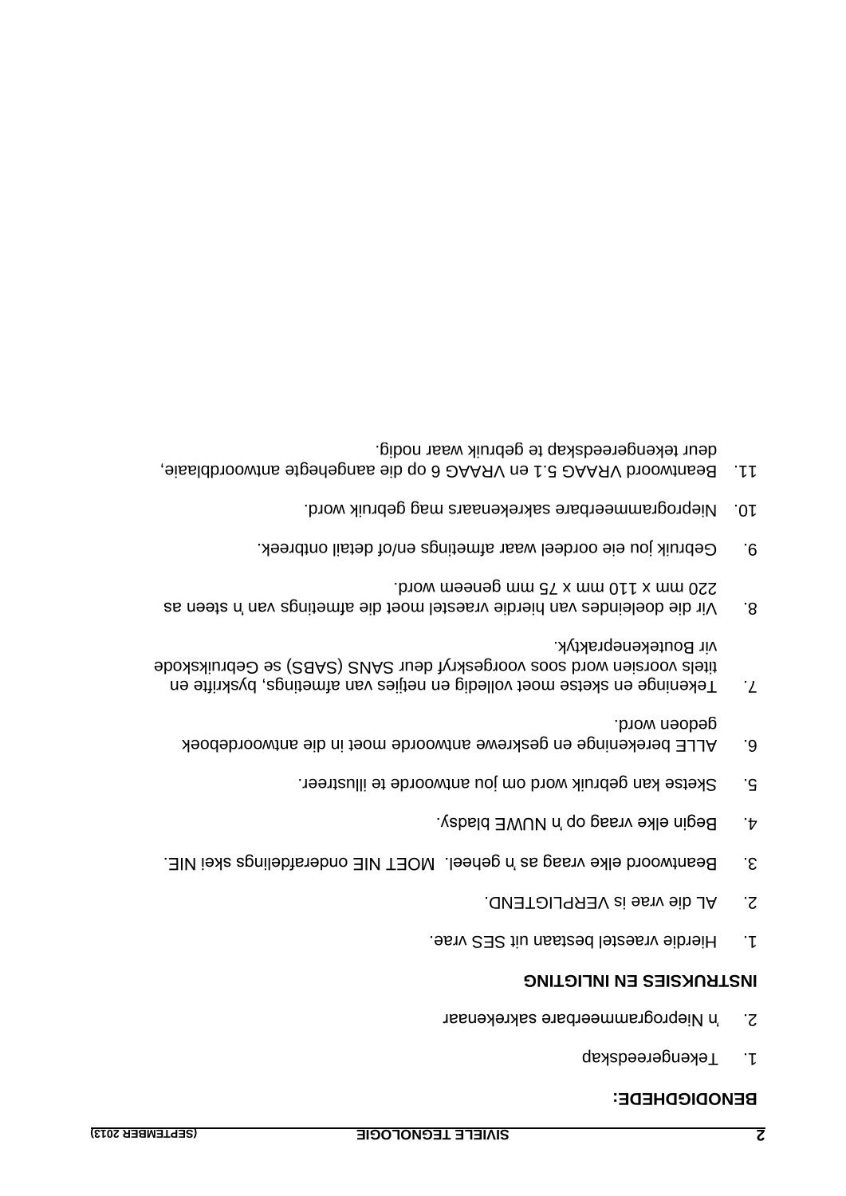**BENODIGDHEDE:**

1. Tekengereedskap
2. 'n Nieprogrammeerbare sakrekenaar

**INSTRUKSIES EN INLIGTING**

1. Hierdie vraestel bestaan uit SES vrae.
2. AL die vrae is VERPLIGTEND.
3. Beantwoord elke vraag as 'n geheel. MOET NIE onderafdelings skei NIE.
4. Begin elke vraag op 'n NUWE bladsy.
5. Sketse kan gebruik word om jou antwoorde te illustreer.
6. ALLE berekeninge en geskrewe antwoorde moet in die antwoordeboek gedoen word.
7. Tekeninge en sketse moet volledig en netjies van afmetings, byskrifte en titels voorsien word soos voorgeskryf deur SANS (SABS) se Gebruikskode vir Boutekenepraktyk.
8. Vir die doeleindes van hierdie vraestel moet die afmetings van 'n steen as 220 mm x 110 mm x 75 mm geneem word.
9. Gebruik jou eie oordeel waar afmetings en/of detail ontbreek.
10. Nieprogrammeerbare sakrekenaars mag gebruik word.
11. Beantwoord VRAAG 5.1 en VRAAG 6 op die aangehegte antwoordblaaie, deur tekengereedskap te gebruik waar nodig.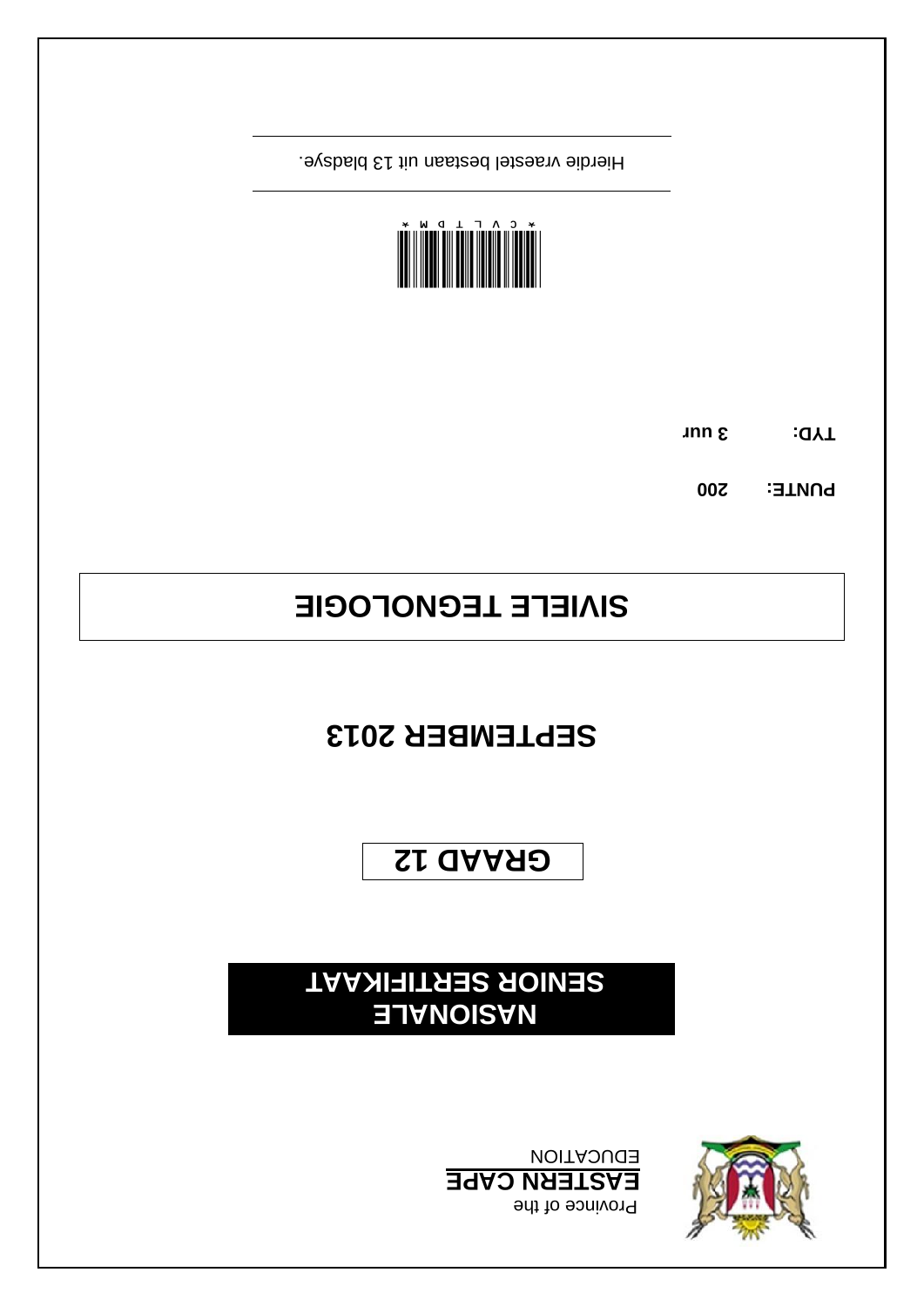Province of the
**EASTERN CAPE**
EDUCATION

# NASIONALE SENIOR SERTIFIKAAT

## GRAAD 12

## SEPTEMBER 2013

# SIVIELE TEGNOLOGIE

**PUNTE:** **200**

**TYD:** **3 uur**

*CVLTDM*

Hierdie vraestel bestaan uit 13 bladsye.